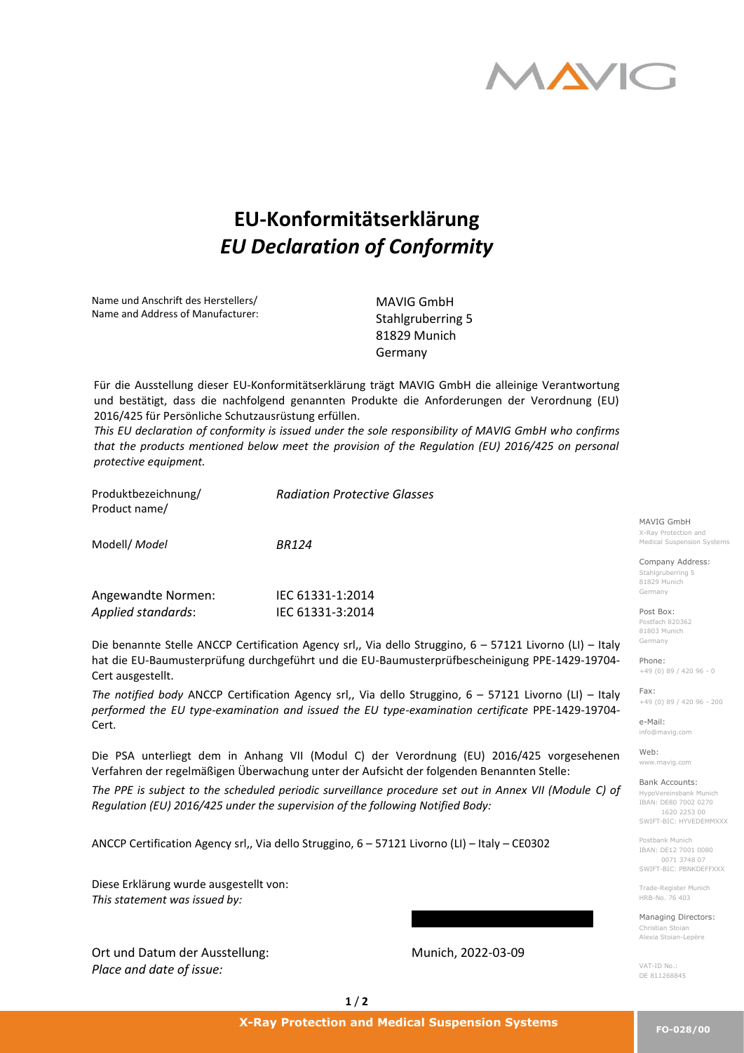# EU-Konformitätserklärung
# *EU Declaration of Conformity*

| | |
|---|---|
| Name und Anschrift des Herstellers/<br>Name and Address of Manufacturer: | MAVIG GmbH<br>Stahlgruberring 5<br>81829 Munich<br>Germany |

Für die Ausstellung dieser EU-Konformitätserklärung trägt MAVIG GmbH die alleinige Verantwortung und bestätigt, dass die nachfolgend genannten Produkte die Anforderungen der Verordnung (EU) 2016/425 für Persönliche Schutzausrüstung erfüllen.
*This EU declaration of conformity is issued under the sole responsibility of MAVIG GmbH who confirms that the products mentioned below meet the provision of the Regulation (EU) 2016/425 on personal protective equipment.*

| | |
|---|---|
| Produktbezeichnung/<br>Product name/ | *Radiation Protective Glasses* |
| Modell/ *Model* | *BR124* |
| Angewandte Normen:<br>*Applied standards*: | IEC 61331-1:2014<br>IEC 61331-3:2014 |

Die benannte Stelle ANCCP Certification Agency srl,, Via dello Struggino, 6 – 57121 Livorno (LI) – Italy hat die EU-Baumusterprüfung durchgeführt und die EU-Baumusterprüfbescheinigung PPE-1429-19704-Cert ausgestellt.

*The notified body* ANCCP Certification Agency srl,, Via dello Struggino, 6 – 57121 Livorno (LI) – Italy *performed the EU type-examination and issued the EU type-examination certificate* PPE-1429-19704-Cert.

Die PSA unterliegt dem in Anhang VII (Modul C) der Verordnung (EU) 2016/425 vorgesehenen Verfahren der regelmäßigen Überwachung unter der Aufsicht der folgenden Benannten Stelle:

*The PPE is subject to the scheduled periodic surveillance procedure set out in Annex VII (Module C) of Regulation (EU) 2016/425 under the supervision of the following Notified Body:*

ANCCP Certification Agency srl,, Via dello Struggino, 6 – 57121 Livorno (LI) – Italy – CE0302

Diese Erklärung wurde ausgestellt von:
*This statement was issued by:*

Ort und Datum der Ausstellung:
*Place and date of issue:* Munich, 2022-03-09

MAVIG GmbH
X-Ray Protection and Medical Suspension Systems

Company Address:
Stahlgruberring 5
81829 Munich
Germany

Post Box:
Postfach 820362
81803 Munich
Germany

Phone:
+49 (0) 89 / 420 96 - 0

Fax:
+49 (0) 89 / 420 96 - 200

e-Mail:
info@mavig.com

Web:
www.mavig.com

Bank Accounts:
HypoVereinsbank Munich
IBAN: DE80 7002 0270 1620 2253 00
SWIFT-BIC: HYVEDEMMXXX

Postbank Munich
IBAN: DE12 7001 0080 0071 3748 07
SWIFT-BIC: PBNKDEFFXXX

Trade-Register Munich
HRB-No. 76 403

Managing Directors:
Christian Stoian
Alexia Stoian-Lepère

VAT-ID No.:
DE 811268845

X-Ray Protection and Medical Suspension Systems

FO-028/00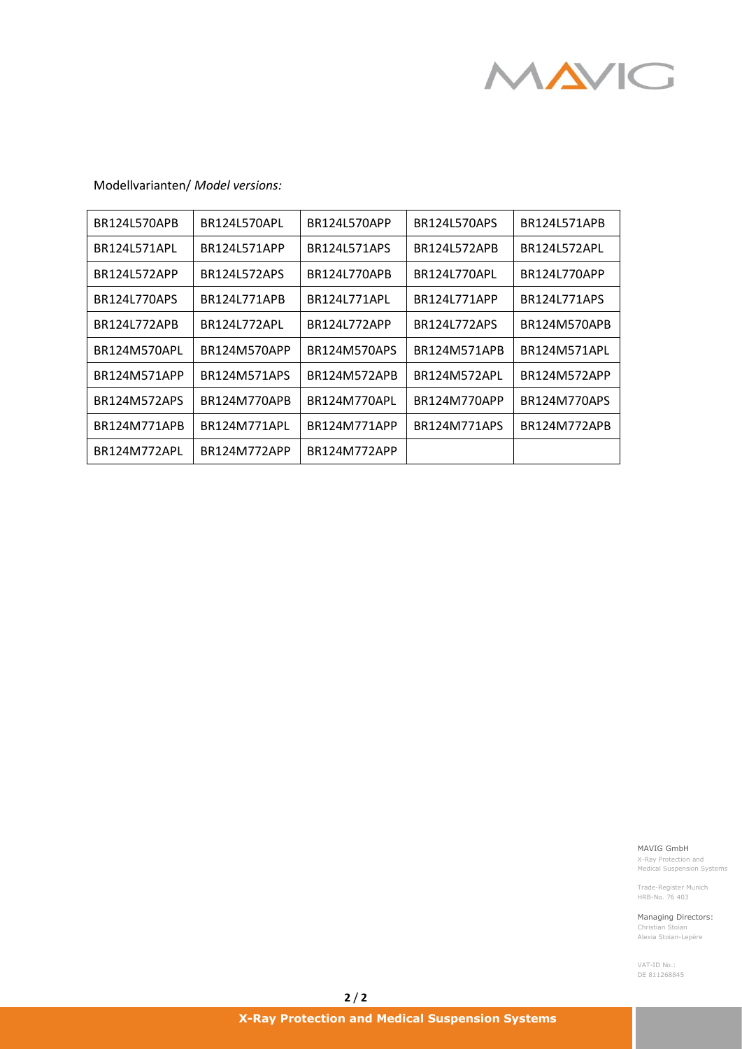Modellvarianten/ *Model versions:*

| | | | | |
|---|---|---|---|---|
| BR124L570APB | BR124L570APL | BR124L570APP | BR124L570APS | BR124L571APB |
| BR124L571APL | BR124L571APP | BR124L571APS | BR124L572APB | BR124L572APL |
| BR124L572APP | BR124L572APS | BR124L770APB | BR124L770APL | BR124L770APP |
| BR124L770APS | BR124L771APB | BR124L771APL | BR124L771APP | BR124L771APS |
| BR124L772APB | BR124L772APL | BR124L772APP | BR124L772APS | BR124M570APB |
| BR124M570APL | BR124M570APP | BR124M570APS | BR124M571APB | BR124M571APL |
| BR124M571APP | BR124M571APS | BR124M572APB | BR124M572APL | BR124M572APP |
| BR124M572APS | BR124M770APB | BR124M770APL | BR124M770APP | BR124M770APS |
| BR124M771APB | BR124M771APL | BR124M771APP | BR124M771APS | BR124M772APB |
| BR124M772APL | BR124M772APP | BR124M772APP | | |